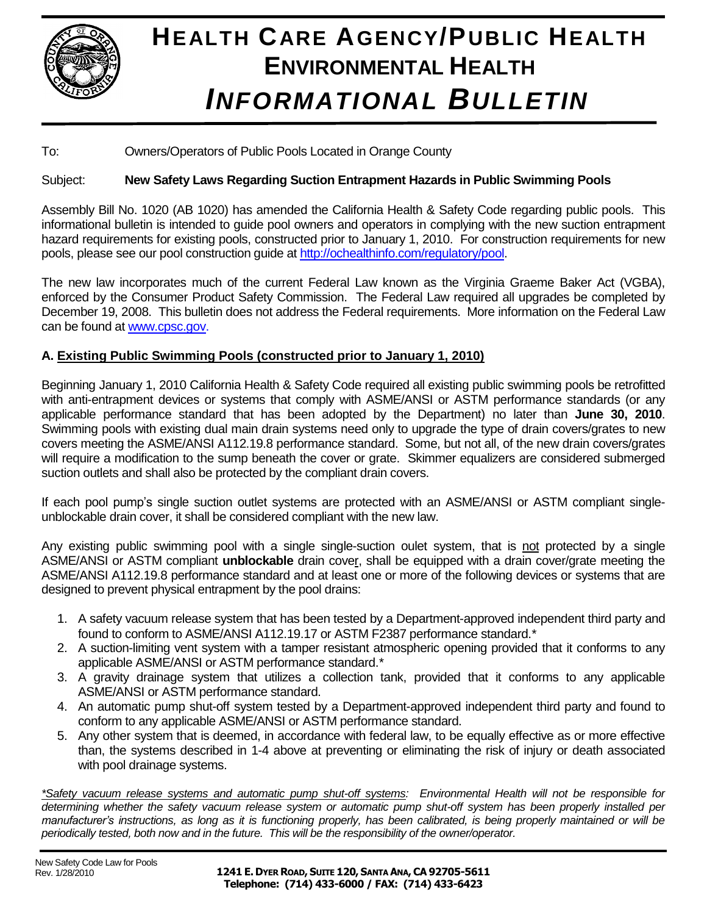# HEALTH CARE AGENCY/PUBLIC HEALTH
## ENVIRONMENTAL HEALTH
# *INFORMATIONAL BULLETIN*

To: Owners/Operators of Public Pools Located in Orange County

Subject: **New Safety Laws Regarding Suction Entrapment Hazards in Public Swimming Pools**

Assembly Bill No. 1020 (AB 1020) has amended the California Health & Safety Code regarding public pools. This informational bulletin is intended to guide pool owners and operators in complying with the new suction entrapment hazard requirements for existing pools, constructed prior to January 1, 2010. For construction requirements for new pools, please see our pool construction guide at http://ochealthinfo.com/regulatory/pool.

The new law incorporates much of the current Federal Law known as the Virginia Graeme Baker Act (VGBA), enforced by the Consumer Product Safety Commission. The Federal Law required all upgrades be completed by December 19, 2008. This bulletin does not address the Federal requirements. More information on the Federal Law can be found at www.cpsc.gov.

### A. Existing Public Swimming Pools (constructed prior to January 1, 2010)

Beginning January 1, 2010 California Health & Safety Code required all existing public swimming pools be retrofitted with anti-entrapment devices or systems that comply with ASME/ANSI or ASTM performance standards (or any applicable performance standard that has been adopted by the Department) no later than **June 30, 2010**. Swimming pools with existing dual main drain systems need only to upgrade the type of drain covers/grates to new covers meeting the ASME/ANSI A112.19.8 performance standard. Some, but not all, of the new drain covers/grates will require a modification to the sump beneath the cover or grate. Skimmer equalizers are considered submerged suction outlets and shall also be protected by the compliant drain covers.

If each pool pump's single suction outlet systems are protected with an ASME/ANSI or ASTM compliant single-unblockable drain cover, it shall be considered compliant with the new law.

Any existing public swimming pool with a single single-suction oulet system, that is not protected by a single ASME/ANSI or ASTM compliant **unblockable** drain cover, shall be equipped with a drain cover/grate meeting the ASME/ANSI A112.19.8 performance standard and at least one or more of the following devices or systems that are designed to prevent physical entrapment by the pool drains:

1. A safety vacuum release system that has been tested by a Department-approved independent third party and found to conform to ASME/ANSI A112.19.17 or ASTM F2387 performance standard.*
2. A suction-limiting vent system with a tamper resistant atmospheric opening provided that it conforms to any applicable ASME/ANSI or ASTM performance standard.*
3. A gravity drainage system that utilizes a collection tank, provided that it conforms to any applicable ASME/ANSI or ASTM performance standard.
4. An automatic pump shut-off system tested by a Department-approved independent third party and found to conform to any applicable ASME/ANSI or ASTM performance standard.
5. Any other system that is deemed, in accordance with federal law, to be equally effective as or more effective than, the systems described in 1-4 above at preventing or eliminating the risk of injury or death associated with pool drainage systems.

*\*Safety vacuum release systems and automatic pump shut-off systems: Environmental Health will not be responsible for determining whether the safety vacuum release system or automatic pump shut-off system has been properly installed per manufacturer's instructions, as long as it is functioning properly, has been calibrated, is being properly maintained or will be periodically tested, both now and in the future. This will be the responsibility of the owner/operator.*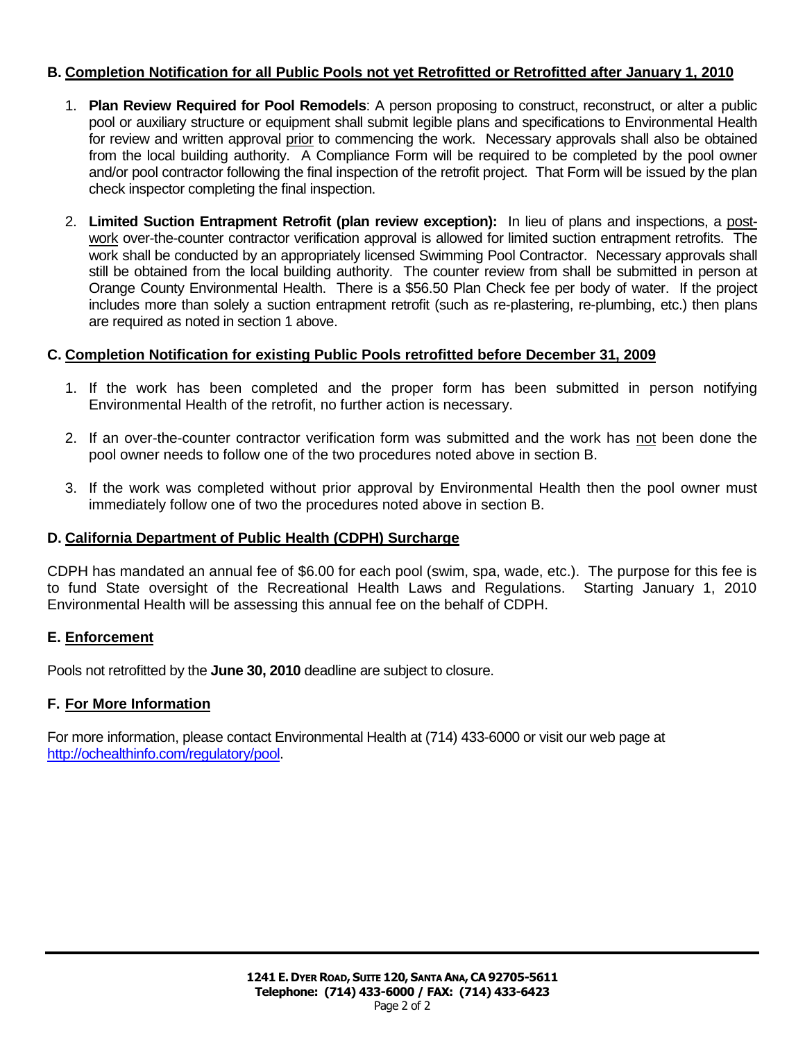## B. Completion Notification for all Public Pools not yet Retrofitted or Retrofitted after January 1, 2010

1. **Plan Review Required for Pool Remodels**: A person proposing to construct, reconstruct, or alter a public pool or auxiliary structure or equipment shall submit legible plans and specifications to Environmental Health for review and written approval prior to commencing the work. Necessary approvals shall also be obtained from the local building authority. A Compliance Form will be required to be completed by the pool owner and/or pool contractor following the final inspection of the retrofit project. That Form will be issued by the plan check inspector completing the final inspection.

2. **Limited Suction Entrapment Retrofit (plan review exception):** In lieu of plans and inspections, a post-work over-the-counter contractor verification approval is allowed for limited suction entrapment retrofits. The work shall be conducted by an appropriately licensed Swimming Pool Contractor. Necessary approvals shall still be obtained from the local building authority. The counter review from shall be submitted in person at Orange County Environmental Health. There is a $56.50 Plan Check fee per body of water. If the project includes more than solely a suction entrapment retrofit (such as re-plastering, re-plumbing, etc.) then plans are required as noted in section 1 above.

## C. Completion Notification for existing Public Pools retrofitted before December 31, 2009

1. If the work has been completed and the proper form has been submitted in person notifying Environmental Health of the retrofit, no further action is necessary.

2. If an over-the-counter contractor verification form was submitted and the work has not been done the pool owner needs to follow one of the two procedures noted above in section B.

3. If the work was completed without prior approval by Environmental Health then the pool owner must immediately follow one of two the procedures noted above in section B.

## D. California Department of Public Health (CDPH) Surcharge

CDPH has mandated an annual fee of $6.00 for each pool (swim, spa, wade, etc.). The purpose for this fee is to fund State oversight of the Recreational Health Laws and Regulations. Starting January 1, 2010 Environmental Health will be assessing this annual fee on the behalf of CDPH.

## E. Enforcement

Pools not retrofitted by the **June 30, 2010** deadline are subject to closure.

## F. For More Information

For more information, please contact Environmental Health at (714) 433-6000 or visit our web page at http://ochealthinfo.com/regulatory/pool.

**1241 E. Dyer Road, Suite 120, Santa Ana, CA 92705-5611**
**Telephone: (714) 433-6000 / FAX: (714) 433-6423**